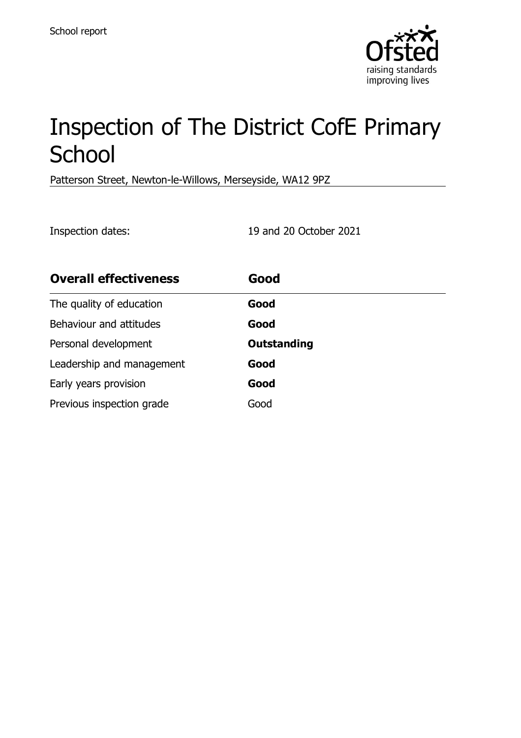School report

# Inspection of The District CofE Primary School

Patterson Street, Newton-le-Willows, Merseyside, WA12 9PZ

Inspection dates: 19 and 20 October 2021

| **Overall effectiveness** | **Good** |
| --- | --- |
| The quality of education | **Good** |
| Behaviour and attitudes | **Good** |
| Personal development | **Outstanding** |
| Leadership and management | **Good** |
| Early years provision | **Good** |
| Previous inspection grade | Good |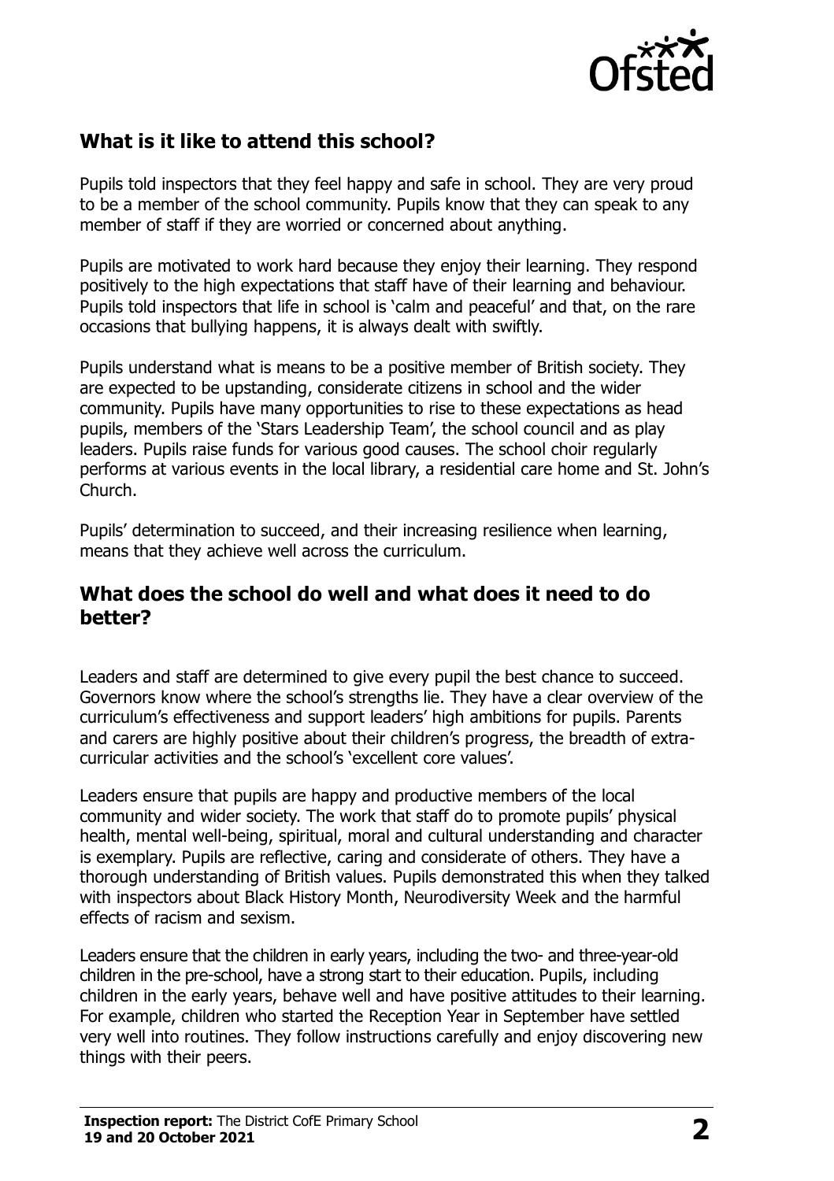## What is it like to attend this school?

Pupils told inspectors that they feel happy and safe in school. They are very proud to be a member of the school community. Pupils know that they can speak to any member of staff if they are worried or concerned about anything.

Pupils are motivated to work hard because they enjoy their learning. They respond positively to the high expectations that staff have of their learning and behaviour. Pupils told inspectors that life in school is 'calm and peaceful' and that, on the rare occasions that bullying happens, it is always dealt with swiftly.

Pupils understand what is means to be a positive member of British society. They are expected to be upstanding, considerate citizens in school and the wider community. Pupils have many opportunities to rise to these expectations as head pupils, members of the 'Stars Leadership Team', the school council and as play leaders. Pupils raise funds for various good causes. The school choir regularly performs at various events in the local library, a residential care home and St. John's Church.

Pupils' determination to succeed, and their increasing resilience when learning, means that they achieve well across the curriculum.

## What does the school do well and what does it need to do better?

Leaders and staff are determined to give every pupil the best chance to succeed. Governors know where the school's strengths lie. They have a clear overview of the curriculum's effectiveness and support leaders' high ambitions for pupils. Parents and carers are highly positive about their children's progress, the breadth of extra-curricular activities and the school's 'excellent core values'.

Leaders ensure that pupils are happy and productive members of the local community and wider society. The work that staff do to promote pupils' physical health, mental well-being, spiritual, moral and cultural understanding and character is exemplary. Pupils are reflective, caring and considerate of others. They have a thorough understanding of British values. Pupils demonstrated this when they talked with inspectors about Black History Month, Neurodiversity Week and the harmful effects of racism and sexism.

Leaders ensure that the children in early years, including the two- and three-year-old children in the pre-school, have a strong start to their education. Pupils, including children in the early years, behave well and have positive attitudes to their learning. For example, children who started the Reception Year in September have settled very well into routines. They follow instructions carefully and enjoy discovering new things with their peers.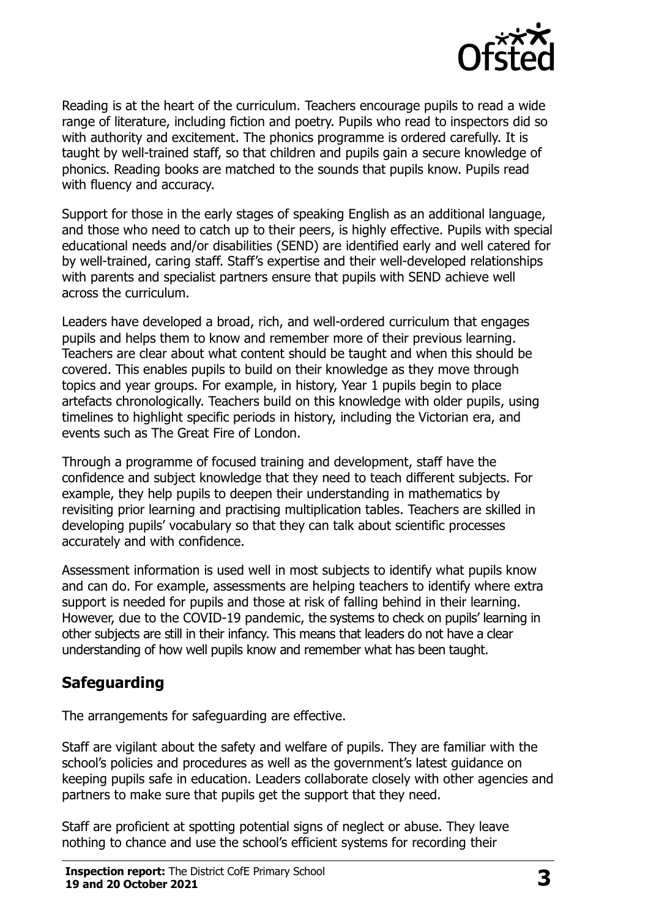Reading is at the heart of the curriculum. Teachers encourage pupils to read a wide range of literature, including fiction and poetry. Pupils who read to inspectors did so with authority and excitement. The phonics programme is ordered carefully. It is taught by well-trained staff, so that children and pupils gain a secure knowledge of phonics. Reading books are matched to the sounds that pupils know. Pupils read with fluency and accuracy.

Support for those in the early stages of speaking English as an additional language, and those who need to catch up to their peers, is highly effective. Pupils with special educational needs and/or disabilities (SEND) are identified early and well catered for by well-trained, caring staff. Staff's expertise and their well-developed relationships with parents and specialist partners ensure that pupils with SEND achieve well across the curriculum.

Leaders have developed a broad, rich, and well-ordered curriculum that engages pupils and helps them to know and remember more of their previous learning. Teachers are clear about what content should be taught and when this should be covered. This enables pupils to build on their knowledge as they move through topics and year groups. For example, in history, Year 1 pupils begin to place artefacts chronologically. Teachers build on this knowledge with older pupils, using timelines to highlight specific periods in history, including the Victorian era, and events such as The Great Fire of London.

Through a programme of focused training and development, staff have the confidence and subject knowledge that they need to teach different subjects. For example, they help pupils to deepen their understanding in mathematics by revisiting prior learning and practising multiplication tables. Teachers are skilled in developing pupils' vocabulary so that they can talk about scientific processes accurately and with confidence.

Assessment information is used well in most subjects to identify what pupils know and can do. For example, assessments are helping teachers to identify where extra support is needed for pupils and those at risk of falling behind in their learning. However, due to the COVID-19 pandemic, the systems to check on pupils' learning in other subjects are still in their infancy. This means that leaders do not have a clear understanding of how well pupils know and remember what has been taught.

## Safeguarding

The arrangements for safeguarding are effective.

Staff are vigilant about the safety and welfare of pupils. They are familiar with the school's policies and procedures as well as the government's latest guidance on keeping pupils safe in education. Leaders collaborate closely with other agencies and partners to make sure that pupils get the support that they need.

Staff are proficient at spotting potential signs of neglect or abuse. They leave nothing to chance and use the school's efficient systems for recording their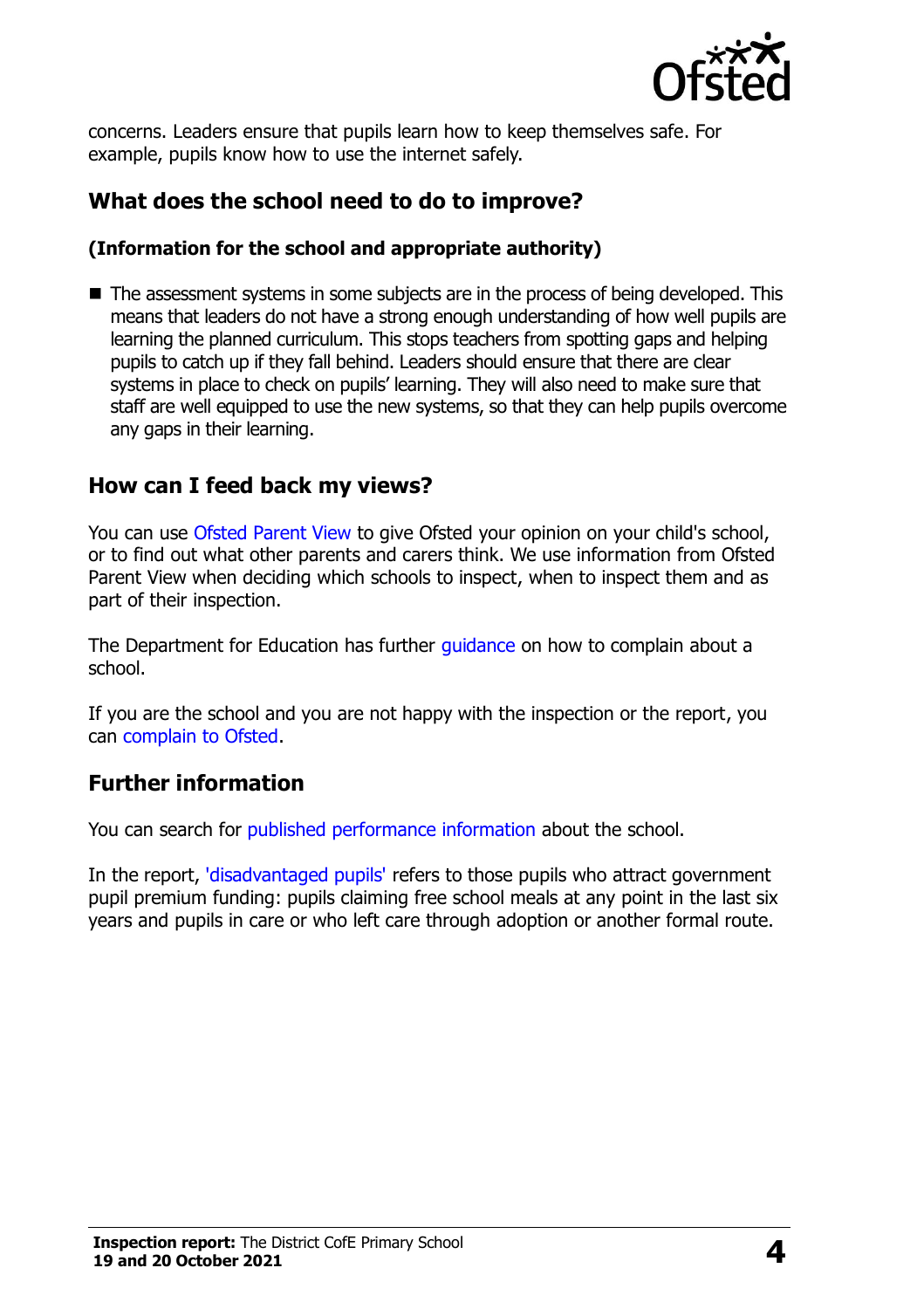concerns. Leaders ensure that pupils learn how to keep themselves safe. For example, pupils know how to use the internet safely.

## What does the school need to do to improve?

### (Information for the school and appropriate authority)

- The assessment systems in some subjects are in the process of being developed. This means that leaders do not have a strong enough understanding of how well pupils are learning the planned curriculum. This stops teachers from spotting gaps and helping pupils to catch up if they fall behind. Leaders should ensure that there are clear systems in place to check on pupils' learning. They will also need to make sure that staff are well equipped to use the new systems, so that they can help pupils overcome any gaps in their learning.

## How can I feed back my views?

You can use Ofsted Parent View to give Ofsted your opinion on your child's school, or to find out what other parents and carers think. We use information from Ofsted Parent View when deciding which schools to inspect, when to inspect them and as part of their inspection.

The Department for Education has further guidance on how to complain about a school.

If you are the school and you are not happy with the inspection or the report, you can complain to Ofsted.

## Further information

You can search for published performance information about the school.

In the report, 'disadvantaged pupils' refers to those pupils who attract government pupil premium funding: pupils claiming free school meals at any point in the last six years and pupils in care or who left care through adoption or another formal route.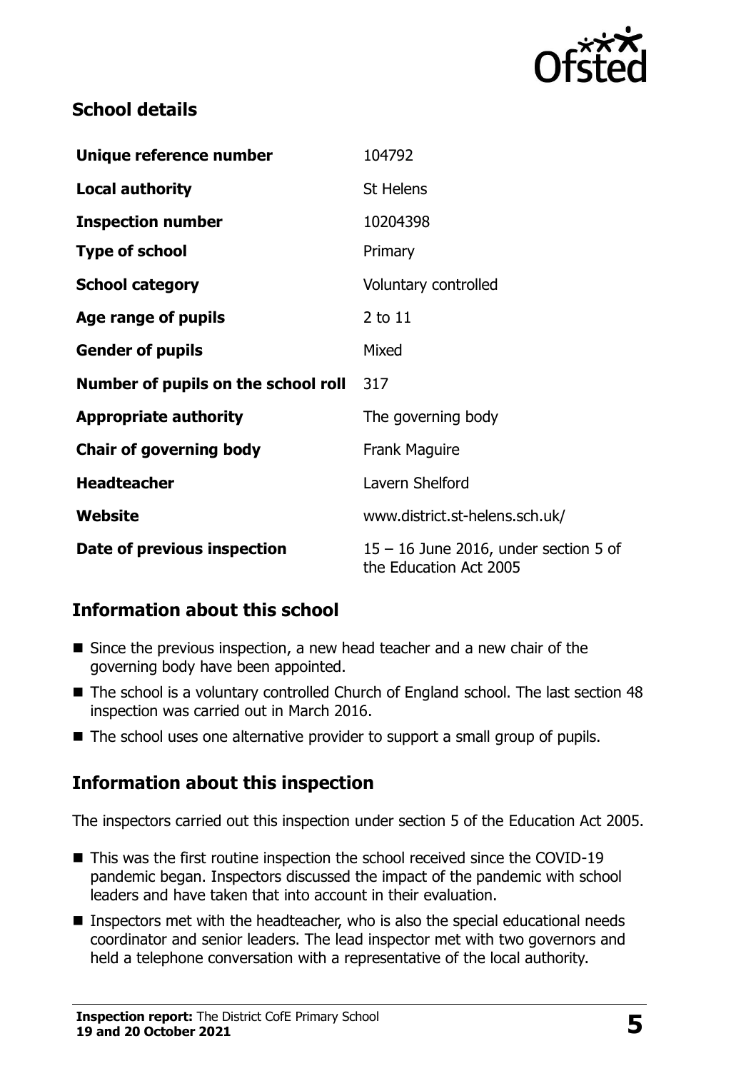## School details

| | |
|---|---|
| **Unique reference number** | 104792 |
| **Local authority** | St Helens |
| **Inspection number** | 10204398 |
| **Type of school** | Primary |
| **School category** | Voluntary controlled |
| **Age range of pupils** | 2 to 11 |
| **Gender of pupils** | Mixed |
| **Number of pupils on the school roll** | 317 |
| **Appropriate authority** | The governing body |
| **Chair of governing body** | Frank Maguire |
| **Headteacher** | Lavern Shelford |
| **Website** | www.district.st-helens.sch.uk/ |
| **Date of previous inspection** | 15 – 16 June 2016, under section 5 of the Education Act 2005 |

## Information about this school

- Since the previous inspection, a new head teacher and a new chair of the governing body have been appointed.
- The school is a voluntary controlled Church of England school. The last section 48 inspection was carried out in March 2016.
- The school uses one alternative provider to support a small group of pupils.

## Information about this inspection

The inspectors carried out this inspection under section 5 of the Education Act 2005.

- This was the first routine inspection the school received since the COVID-19 pandemic began. Inspectors discussed the impact of the pandemic with school leaders and have taken that into account in their evaluation.
- Inspectors met with the headteacher, who is also the special educational needs coordinator and senior leaders. The lead inspector met with two governors and held a telephone conversation with a representative of the local authority.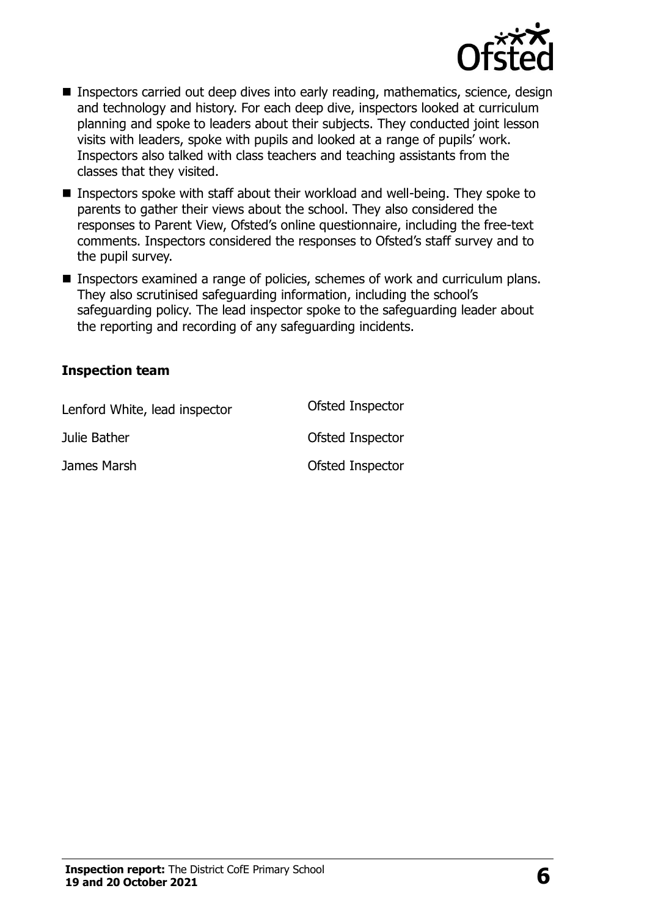- Inspectors carried out deep dives into early reading, mathematics, science, design and technology and history. For each deep dive, inspectors looked at curriculum planning and spoke to leaders about their subjects. They conducted joint lesson visits with leaders, spoke with pupils and looked at a range of pupils' work. Inspectors also talked with class teachers and teaching assistants from the classes that they visited.
- Inspectors spoke with staff about their workload and well-being. They spoke to parents to gather their views about the school. They also considered the responses to Parent View, Ofsted's online questionnaire, including the free-text comments. Inspectors considered the responses to Ofsted's staff survey and to the pupil survey.
- Inspectors examined a range of policies, schemes of work and curriculum plans. They also scrutinised safeguarding information, including the school's safeguarding policy. The lead inspector spoke to the safeguarding leader about the reporting and recording of any safeguarding incidents.

### Inspection team

| | |
|---|---|
| Lenford White, lead inspector | Ofsted Inspector |
| Julie Bather | Ofsted Inspector |
| James Marsh | Ofsted Inspector |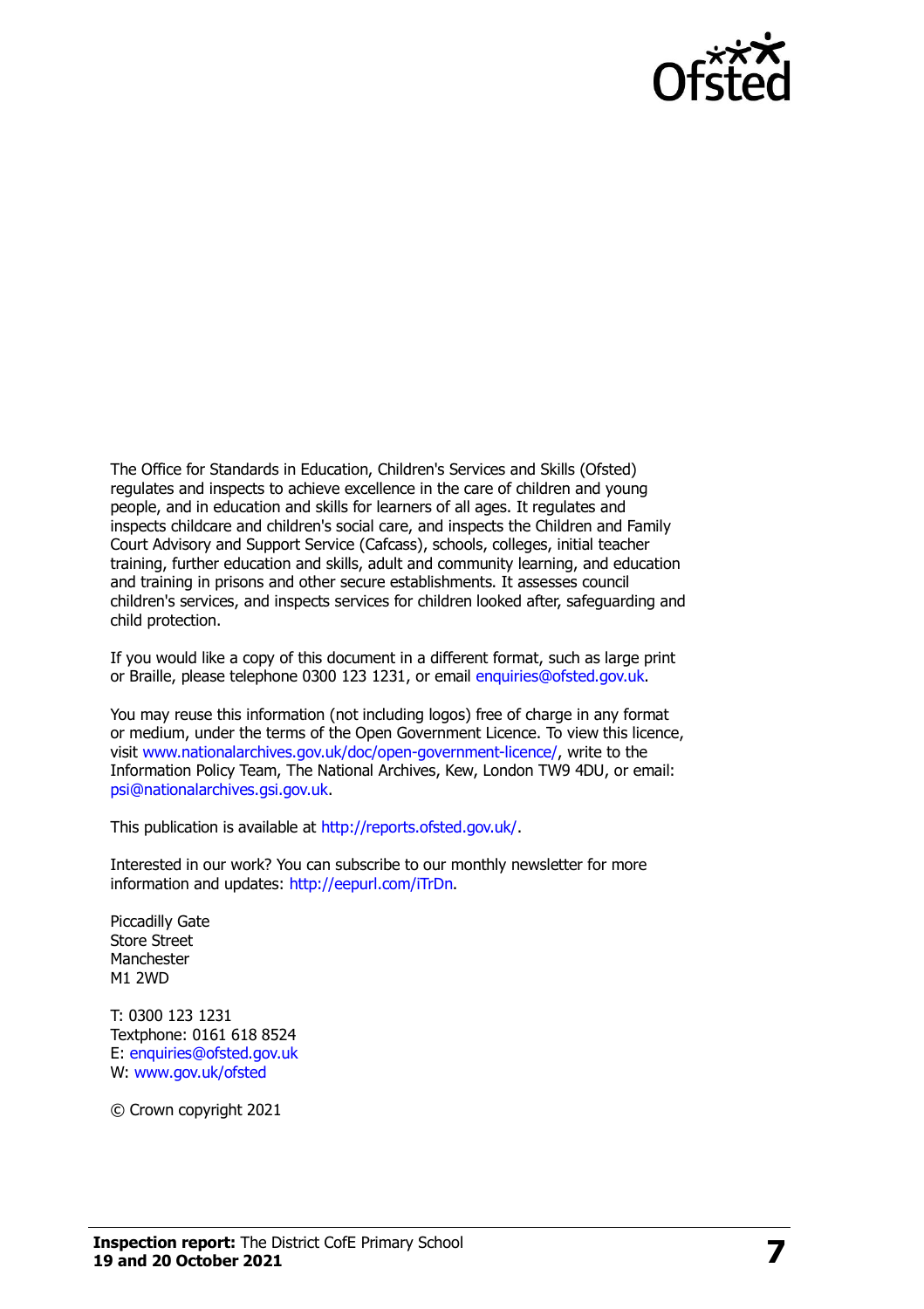The Office for Standards in Education, Children's Services and Skills (Ofsted) regulates and inspects to achieve excellence in the care of children and young people, and in education and skills for learners of all ages. It regulates and inspects childcare and children's social care, and inspects the Children and Family Court Advisory and Support Service (Cafcass), schools, colleges, initial teacher training, further education and skills, adult and community learning, and education and training in prisons and other secure establishments. It assesses council children's services, and inspects services for children looked after, safeguarding and child protection.

If you would like a copy of this document in a different format, such as large print or Braille, please telephone 0300 123 1231, or email enquiries@ofsted.gov.uk.

You may reuse this information (not including logos) free of charge in any format or medium, under the terms of the Open Government Licence. To view this licence, visit www.nationalarchives.gov.uk/doc/open-government-licence/, write to the Information Policy Team, The National Archives, Kew, London TW9 4DU, or email: psi@nationalarchives.gsi.gov.uk.

This publication is available at http://reports.ofsted.gov.uk/.

Interested in our work? You can subscribe to our monthly newsletter for more information and updates: http://eepurl.com/iTrDn.

Piccadilly Gate
Store Street
Manchester
M1 2WD

T: 0300 123 1231
Textphone: 0161 618 8524
E: enquiries@ofsted.gov.uk
W: www.gov.uk/ofsted

© Crown copyright 2021